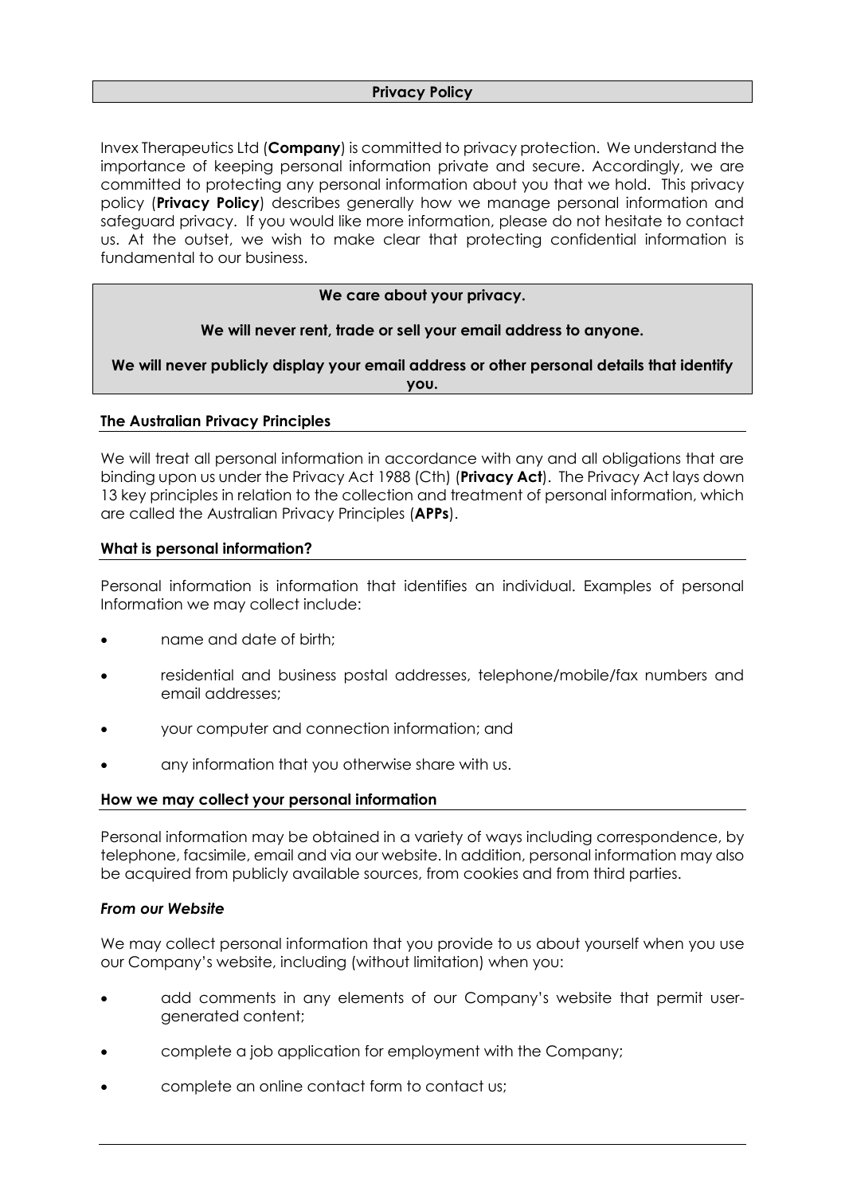# Privacy Policy

Invex Therapeutics Ltd (**Company**) is committed to privacy protection. We understand the importance of keeping personal information private and secure. Accordingly, we are committed to protecting any personal information about you that we hold. This privacy policy (**Privacy Policy**) describes generally how we manage personal information and safeguard privacy. If you would like more information, please do not hesitate to contact us. At the outset, we wish to make clear that protecting confidential information is fundamental to our business.

**We care about your privacy.**

**We will never rent, trade or sell your email address to anyone.**

**We will never publicly display your email address or other personal details that identify you.**

## The Australian Privacy Principles

We will treat all personal information in accordance with any and all obligations that are binding upon us under the Privacy Act 1988 (Cth) (**Privacy Act**). The Privacy Act lays down 13 key principles in relation to the collection and treatment of personal information, which are called the Australian Privacy Principles (**APPs**).

## What is personal information?

Personal information is information that identifies an individual. Examples of personal Information we may collect include:

- name and date of birth;
- residential and business postal addresses, telephone/mobile/fax numbers and email addresses;
- your computer and connection information; and
- any information that you otherwise share with us.

## How we may collect your personal information

Personal information may be obtained in a variety of ways including correspondence, by telephone, facsimile, email and via our website. In addition, personal information may also be acquired from publicly available sources, from cookies and from third parties.

### *From our Website*

We may collect personal information that you provide to us about yourself when you use our Company's website, including (without limitation) when you:

- add comments in any elements of our Company's website that permit user-generated content;
- complete a job application for employment with the Company;
- complete an online contact form to contact us;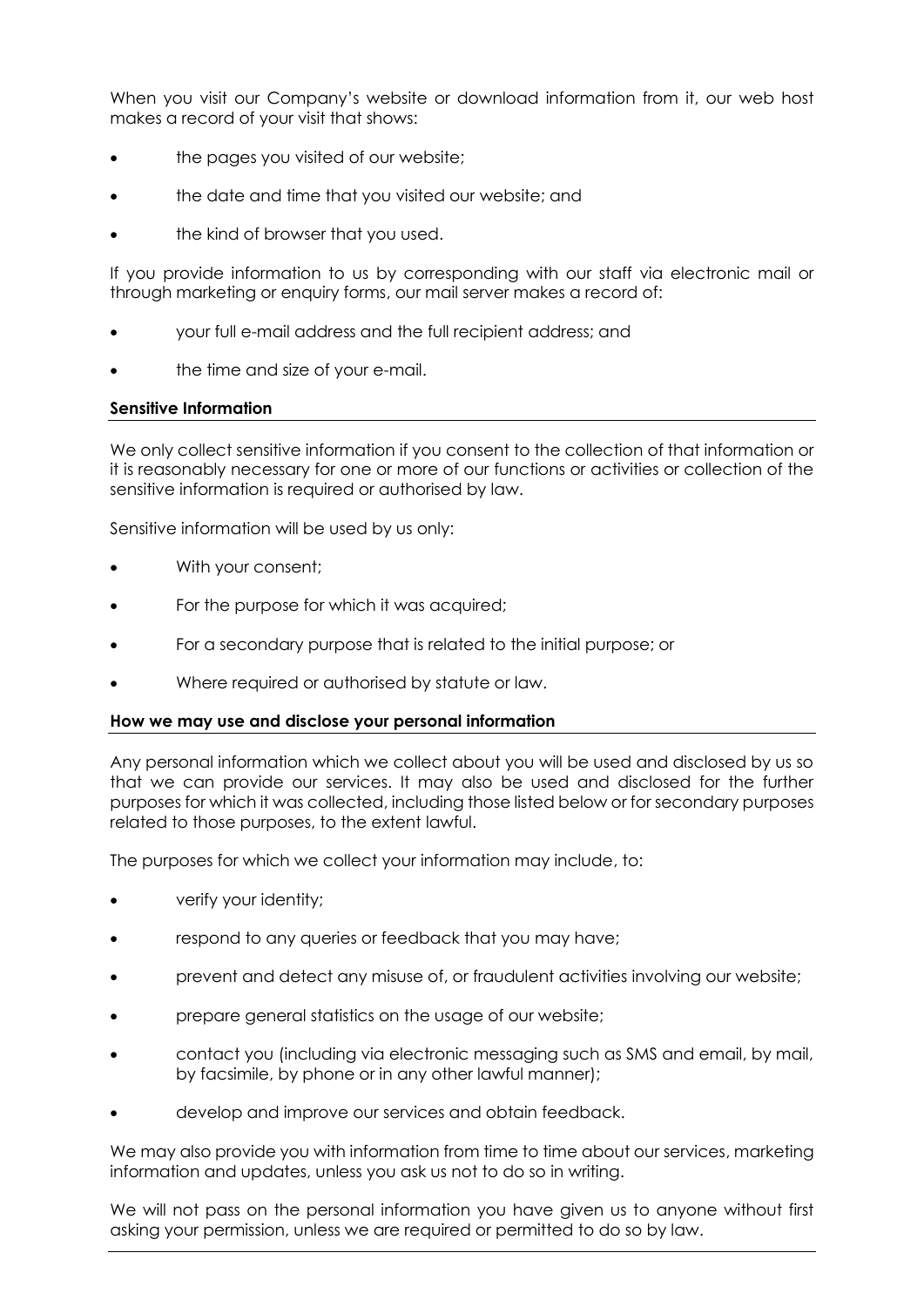When you visit our Company's website or download information from it, our web host makes a record of your visit that shows:

- the pages you visited of our website;
- the date and time that you visited our website; and
- the kind of browser that you used.

If you provide information to us by corresponding with our staff via electronic mail or through marketing or enquiry forms, our mail server makes a record of:

- your full e-mail address and the full recipient address; and
- the time and size of your e-mail.

**Sensitive Information**

We only collect sensitive information if you consent to the collection of that information or it is reasonably necessary for one or more of our functions or activities or collection of the sensitive information is required or authorised by law.

Sensitive information will be used by us only:

- With your consent;
- For the purpose for which it was acquired;
- For a secondary purpose that is related to the initial purpose; or
- Where required or authorised by statute or law.

**How we may use and disclose your personal information**

Any personal information which we collect about you will be used and disclosed by us so that we can provide our services. It may also be used and disclosed for the further purposes for which it was collected, including those listed below or for secondary purposes related to those purposes, to the extent lawful.

The purposes for which we collect your information may include, to:

- verify your identity;
- respond to any queries or feedback that you may have;
- prevent and detect any misuse of, or fraudulent activities involving our website;
- prepare general statistics on the usage of our website;
- contact you (including via electronic messaging such as SMS and email, by mail, by facsimile, by phone or in any other lawful manner);
- develop and improve our services and obtain feedback.

We may also provide you with information from time to time about our services, marketing information and updates, unless you ask us not to do so in writing.

We will not pass on the personal information you have given us to anyone without first asking your permission, unless we are required or permitted to do so by law.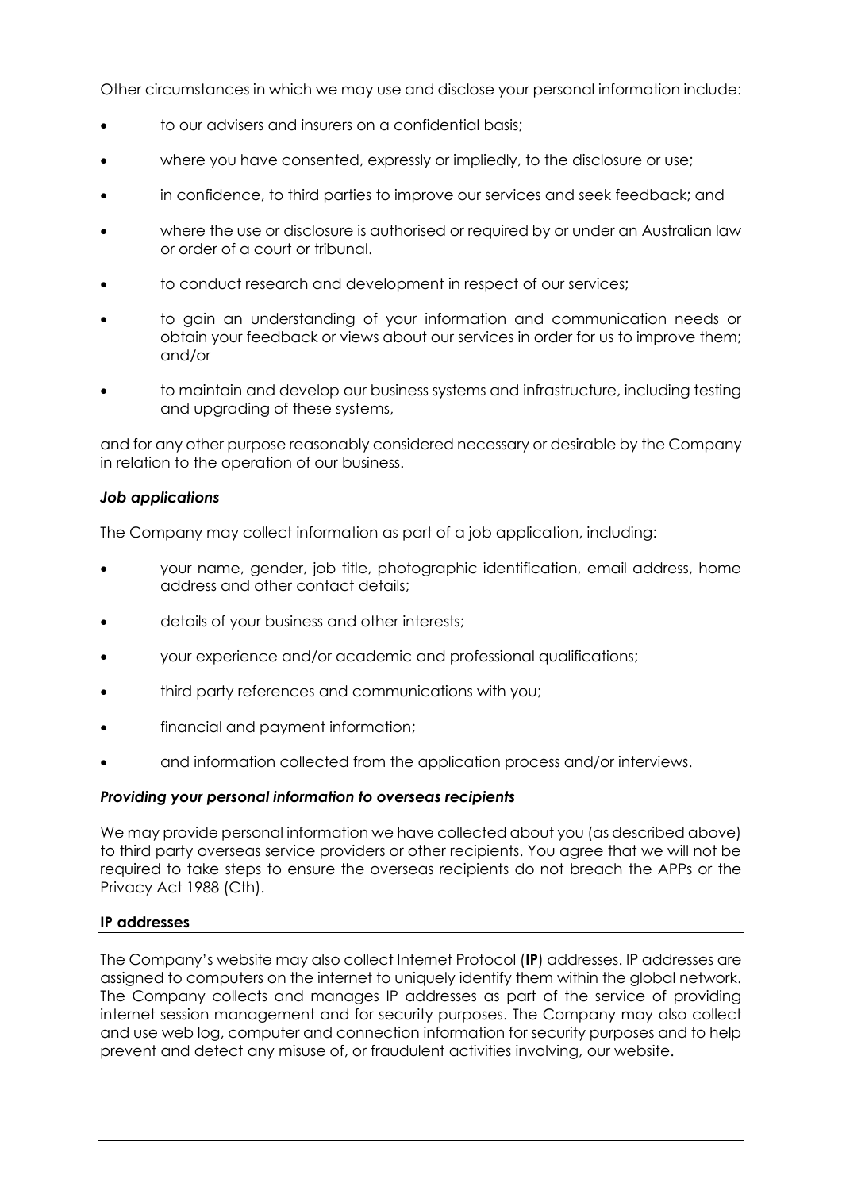Other circumstances in which we may use and disclose your personal information include:

- to our advisers and insurers on a confidential basis;
- where you have consented, expressly or impliedly, to the disclosure or use;
- in confidence, to third parties to improve our services and seek feedback; and
- where the use or disclosure is authorised or required by or under an Australian law or order of a court or tribunal.
- to conduct research and development in respect of our services;
- to gain an understanding of your information and communication needs or obtain your feedback or views about our services in order for us to improve them; and/or
- to maintain and develop our business systems and infrastructure, including testing and upgrading of these systems,

and for any other purpose reasonably considered necessary or desirable by the Company in relation to the operation of our business.

***Job applications***

The Company may collect information as part of a job application, including:

- your name, gender, job title, photographic identification, email address, home address and other contact details;
- details of your business and other interests;
- your experience and/or academic and professional qualifications;
- third party references and communications with you;
- financial and payment information;
- and information collected from the application process and/or interviews.

***Providing your personal information to overseas recipients***

We may provide personal information we have collected about you (as described above) to third party overseas service providers or other recipients. You agree that we will not be required to take steps to ensure the overseas recipients do not breach the APPs or the Privacy Act 1988 (Cth).

**IP addresses**

The Company's website may also collect Internet Protocol (**IP**) addresses. IP addresses are assigned to computers on the internet to uniquely identify them within the global network. The Company collects and manages IP addresses as part of the service of providing internet session management and for security purposes. The Company may also collect and use web log, computer and connection information for security purposes and to help prevent and detect any misuse of, or fraudulent activities involving, our website.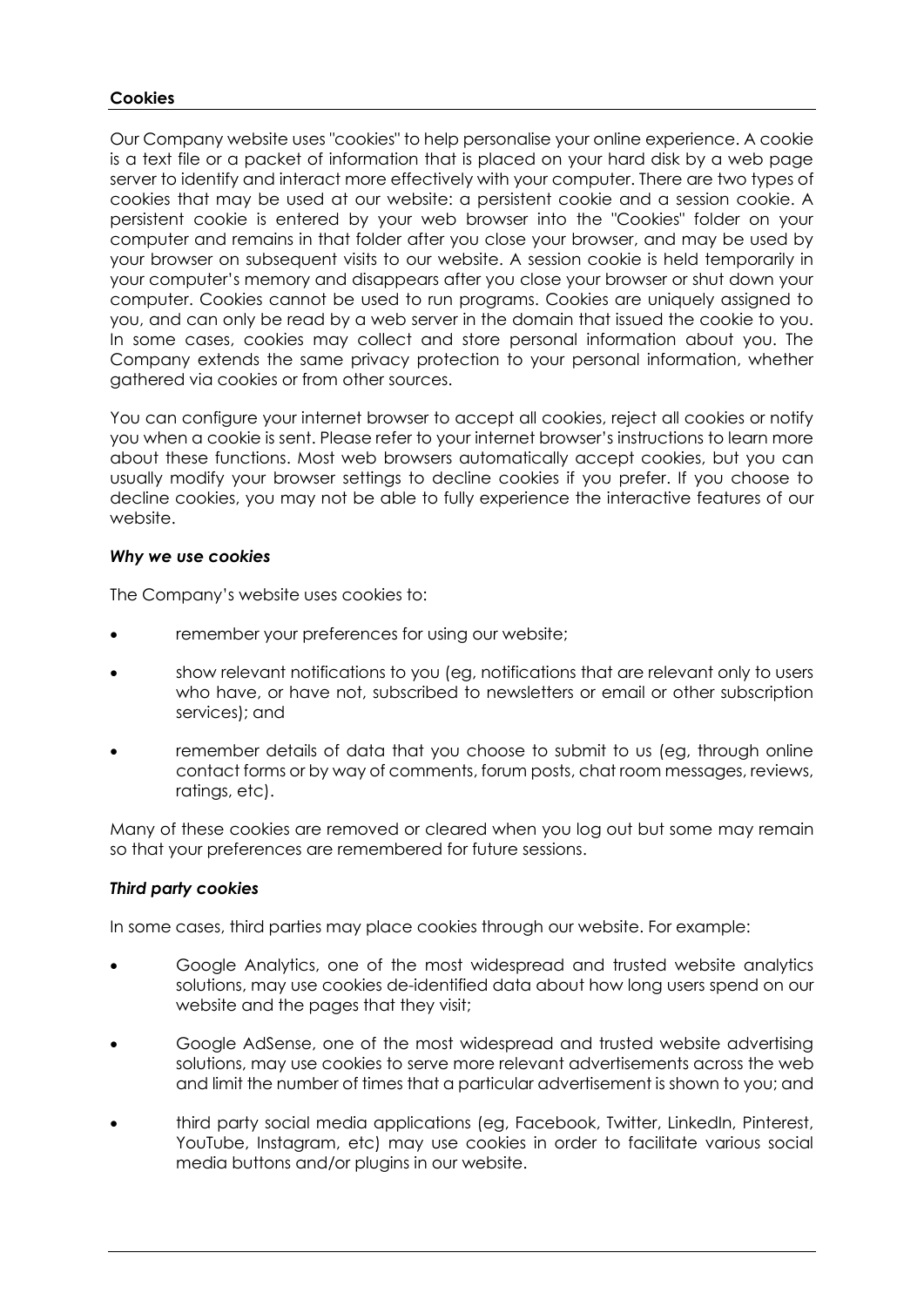## Cookies

Our Company website uses "cookies" to help personalise your online experience. A cookie is a text file or a packet of information that is placed on your hard disk by a web page server to identify and interact more effectively with your computer. There are two types of cookies that may be used at our website: a persistent cookie and a session cookie. A persistent cookie is entered by your web browser into the "Cookies" folder on your computer and remains in that folder after you close your browser, and may be used by your browser on subsequent visits to our website. A session cookie is held temporarily in your computer's memory and disappears after you close your browser or shut down your computer. Cookies cannot be used to run programs. Cookies are uniquely assigned to you, and can only be read by a web server in the domain that issued the cookie to you. In some cases, cookies may collect and store personal information about you. The Company extends the same privacy protection to your personal information, whether gathered via cookies or from other sources.

You can configure your internet browser to accept all cookies, reject all cookies or notify you when a cookie is sent. Please refer to your internet browser's instructions to learn more about these functions. Most web browsers automatically accept cookies, but you can usually modify your browser settings to decline cookies if you prefer. If you choose to decline cookies, you may not be able to fully experience the interactive features of our website.

### *Why we use cookies*

The Company's website uses cookies to:

- remember your preferences for using our website;
- show relevant notifications to you (eg, notifications that are relevant only to users who have, or have not, subscribed to newsletters or email or other subscription services); and
- remember details of data that you choose to submit to us (eg, through online contact forms or by way of comments, forum posts, chat room messages, reviews, ratings, etc).

Many of these cookies are removed or cleared when you log out but some may remain so that your preferences are remembered for future sessions.

### *Third party cookies*

In some cases, third parties may place cookies through our website. For example:

- Google Analytics, one of the most widespread and trusted website analytics solutions, may use cookies de-identified data about how long users spend on our website and the pages that they visit;
- Google AdSense, one of the most widespread and trusted website advertising solutions, may use cookies to serve more relevant advertisements across the web and limit the number of times that a particular advertisement is shown to you; and
- third party social media applications (eg, Facebook, Twitter, LinkedIn, Pinterest, YouTube, Instagram, etc) may use cookies in order to facilitate various social media buttons and/or plugins in our website.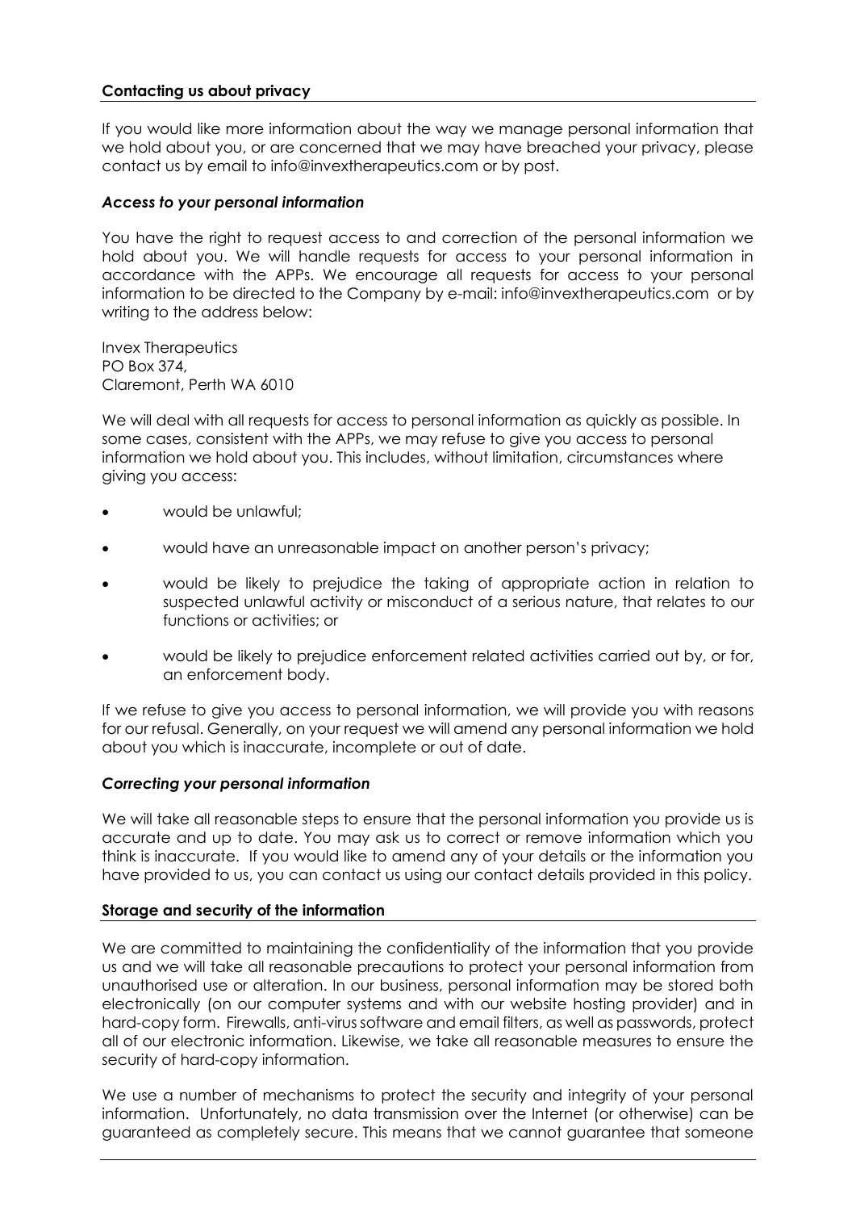## Contacting us about privacy

If you would like more information about the way we manage personal information that we hold about you, or are concerned that we may have breached your privacy, please contact us by email to info@invextherapeutics.com or by post.

### *Access to your personal information*

You have the right to request access to and correction of the personal information we hold about you. We will handle requests for access to your personal information in accordance with the APPs. We encourage all requests for access to your personal information to be directed to the Company by e-mail: info@invextherapeutics.com or by writing to the address below:

Invex Therapeutics  
PO Box 374,  
Claremont, Perth WA 6010

We will deal with all requests for access to personal information as quickly as possible. In some cases, consistent with the APPs, we may refuse to give you access to personal information we hold about you. This includes, without limitation, circumstances where giving you access:

- would be unlawful;
- would have an unreasonable impact on another person's privacy;
- would be likely to prejudice the taking of appropriate action in relation to suspected unlawful activity or misconduct of a serious nature, that relates to our functions or activities; or
- would be likely to prejudice enforcement related activities carried out by, or for, an enforcement body.

If we refuse to give you access to personal information, we will provide you with reasons for our refusal. Generally, on your request we will amend any personal information we hold about you which is inaccurate, incomplete or out of date.

### *Correcting your personal information*

We will take all reasonable steps to ensure that the personal information you provide us is accurate and up to date. You may ask us to correct or remove information which you think is inaccurate. If you would like to amend any of your details or the information you have provided to us, you can contact us using our contact details provided in this policy.

## Storage and security of the information

We are committed to maintaining the confidentiality of the information that you provide us and we will take all reasonable precautions to protect your personal information from unauthorised use or alteration. In our business, personal information may be stored both electronically (on our computer systems and with our website hosting provider) and in hard-copy form. Firewalls, anti-virus software and email filters, as well as passwords, protect all of our electronic information. Likewise, we take all reasonable measures to ensure the security of hard-copy information.

We use a number of mechanisms to protect the security and integrity of your personal information. Unfortunately, no data transmission over the Internet (or otherwise) can be guaranteed as completely secure. This means that we cannot guarantee that someone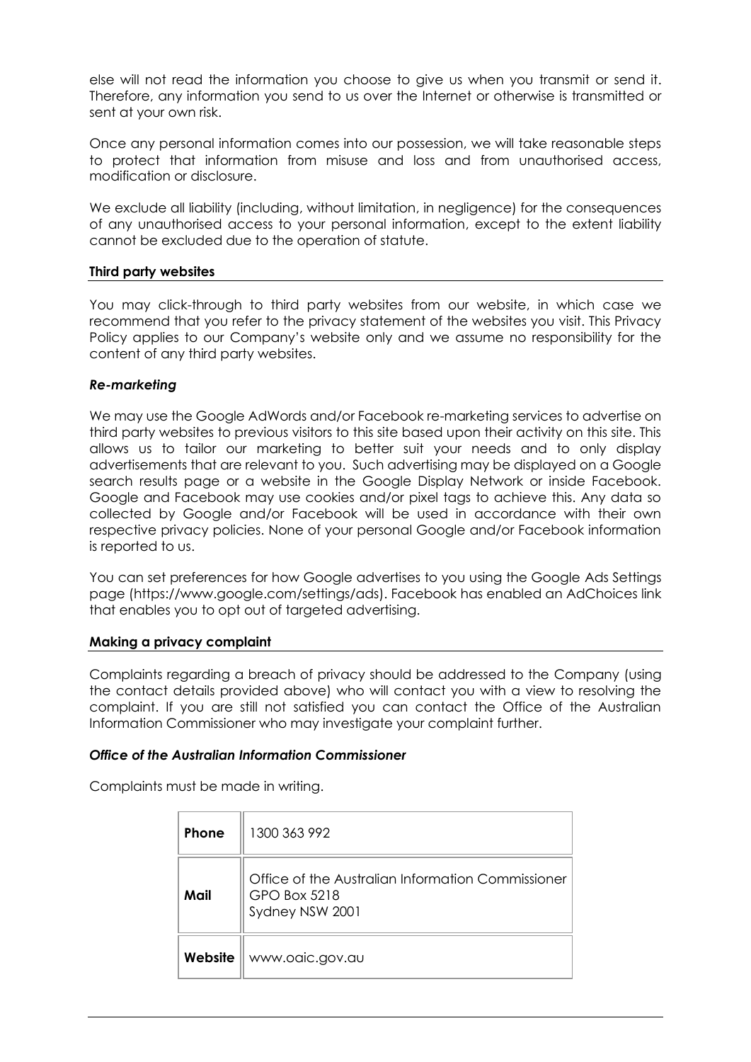else will not read the information you choose to give us when you transmit or send it. Therefore, any information you send to us over the Internet or otherwise is transmitted or sent at your own risk.

Once any personal information comes into our possession, we will take reasonable steps to protect that information from misuse and loss and from unauthorised access, modification or disclosure.

We exclude all liability (including, without limitation, in negligence) for the consequences of any unauthorised access to your personal information, except to the extent liability cannot be excluded due to the operation of statute.

## Third party websites

You may click-through to third party websites from our website, in which case we recommend that you refer to the privacy statement of the websites you visit. This Privacy Policy applies to our Company's website only and we assume no responsibility for the content of any third party websites.

### *Re-marketing*

We may use the Google AdWords and/or Facebook re-marketing services to advertise on third party websites to previous visitors to this site based upon their activity on this site. This allows us to tailor our marketing to better suit your needs and to only display advertisements that are relevant to you. Such advertising may be displayed on a Google search results page or a website in the Google Display Network or inside Facebook. Google and Facebook may use cookies and/or pixel tags to achieve this. Any data so collected by Google and/or Facebook will be used in accordance with their own respective privacy policies. None of your personal Google and/or Facebook information is reported to us.

You can set preferences for how Google advertises to you using the Google Ads Settings page (https://www.google.com/settings/ads). Facebook has enabled an AdChoices link that enables you to opt out of targeted advertising.

## Making a privacy complaint

Complaints regarding a breach of privacy should be addressed to the Company (using the contact details provided above) who will contact you with a view to resolving the complaint. If you are still not satisfied you can contact the Office of the Australian Information Commissioner who may investigate your complaint further.

### *Office of the Australian Information Commissioner*

Complaints must be made in writing.

| | |
|---|---|
| **Phone** | 1300 363 992 |
| **Mail** | Office of the Australian Information Commissioner<br>GPO Box 5218<br>Sydney NSW 2001 |
| **Website** | www.oaic.gov.au |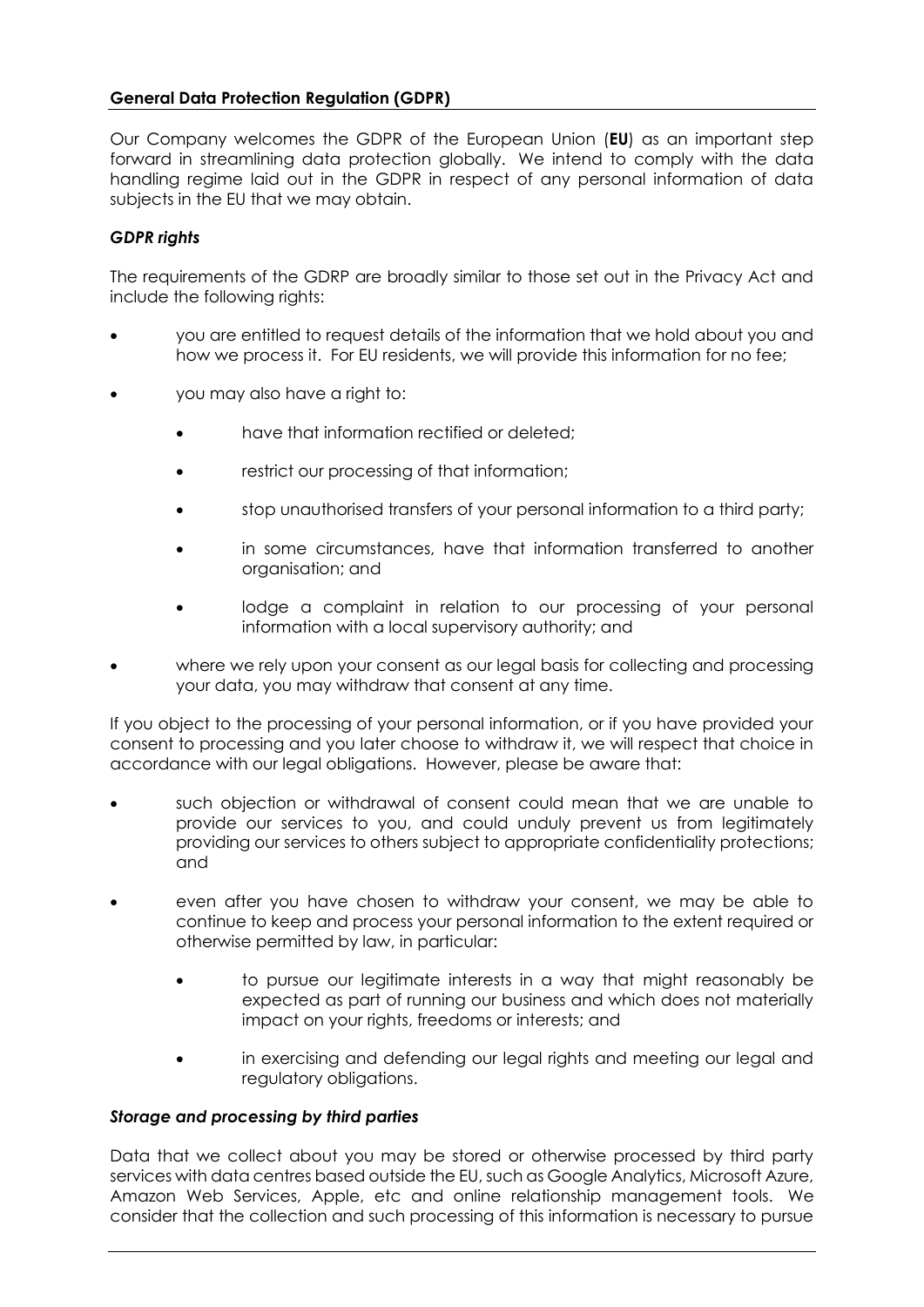## General Data Protection Regulation (GDPR)

Our Company welcomes the GDPR of the European Union (**EU**) as an important step forward in streamlining data protection globally. We intend to comply with the data handling regime laid out in the GDPR in respect of any personal information of data subjects in the EU that we may obtain.

### *GDPR rights*

The requirements of the GDRP are broadly similar to those set out in the Privacy Act and include the following rights:

- you are entitled to request details of the information that we hold about you and how we process it. For EU residents, we will provide this information for no fee;
- you may also have a right to:
  - have that information rectified or deleted;
  - restrict our processing of that information;
  - stop unauthorised transfers of your personal information to a third party;
  - in some circumstances, have that information transferred to another organisation; and
  - lodge a complaint in relation to our processing of your personal information with a local supervisory authority; and
- where we rely upon your consent as our legal basis for collecting and processing your data, you may withdraw that consent at any time.

If you object to the processing of your personal information, or if you have provided your consent to processing and you later choose to withdraw it, we will respect that choice in accordance with our legal obligations. However, please be aware that:

- such objection or withdrawal of consent could mean that we are unable to provide our services to you, and could unduly prevent us from legitimately providing our services to others subject to appropriate confidentiality protections; and
- even after you have chosen to withdraw your consent, we may be able to continue to keep and process your personal information to the extent required or otherwise permitted by law, in particular:
  - to pursue our legitimate interests in a way that might reasonably be expected as part of running our business and which does not materially impact on your rights, freedoms or interests; and
  - in exercising and defending our legal rights and meeting our legal and regulatory obligations.

### *Storage and processing by third parties*

Data that we collect about you may be stored or otherwise processed by third party services with data centres based outside the EU, such as Google Analytics, Microsoft Azure, Amazon Web Services, Apple, etc and online relationship management tools. We consider that the collection and such processing of this information is necessary to pursue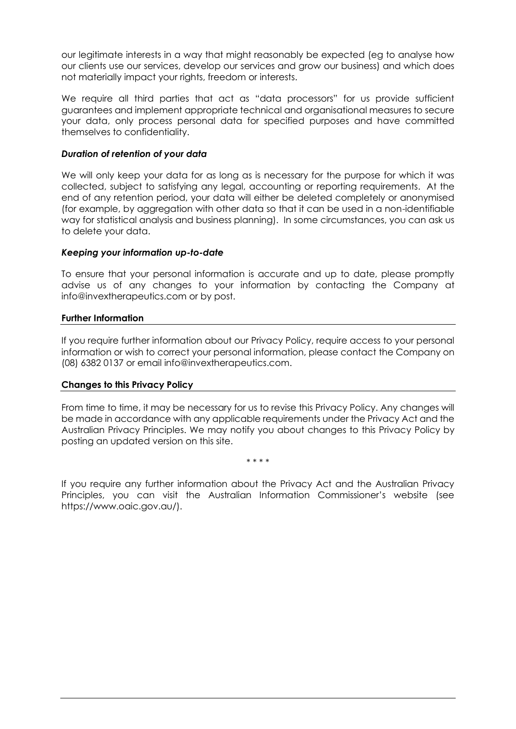our legitimate interests in a way that might reasonably be expected (eg to analyse how our clients use our services, develop our services and grow our business) and which does not materially impact your rights, freedom or interests.

We require all third parties that act as "data processors" for us provide sufficient guarantees and implement appropriate technical and organisational measures to secure your data, only process personal data for specified purposes and have committed themselves to confidentiality.

***Duration of retention of your data***

We will only keep your data for as long as is necessary for the purpose for which it was collected, subject to satisfying any legal, accounting or reporting requirements. At the end of any retention period, your data will either be deleted completely or anonymised (for example, by aggregation with other data so that it can be used in a non-identifiable way for statistical analysis and business planning). In some circumstances, you can ask us to delete your data.

***Keeping your information up-to-date***

To ensure that your personal information is accurate and up to date, please promptly advise us of any changes to your information by contacting the Company at info@invextherapeutics.com or by post.

**Further Information**

If you require further information about our Privacy Policy, require access to your personal information or wish to correct your personal information, please contact the Company on (08) 6382 0137 or email info@invextherapeutics.com.

**Changes to this Privacy Policy**

From time to time, it may be necessary for us to revise this Privacy Policy. Any changes will be made in accordance with any applicable requirements under the Privacy Act and the Australian Privacy Principles. We may notify you about changes to this Privacy Policy by posting an updated version on this site.

\* \* \* \*

If you require any further information about the Privacy Act and the Australian Privacy Principles, you can visit the Australian Information Commissioner's website (see https://www.oaic.gov.au/).